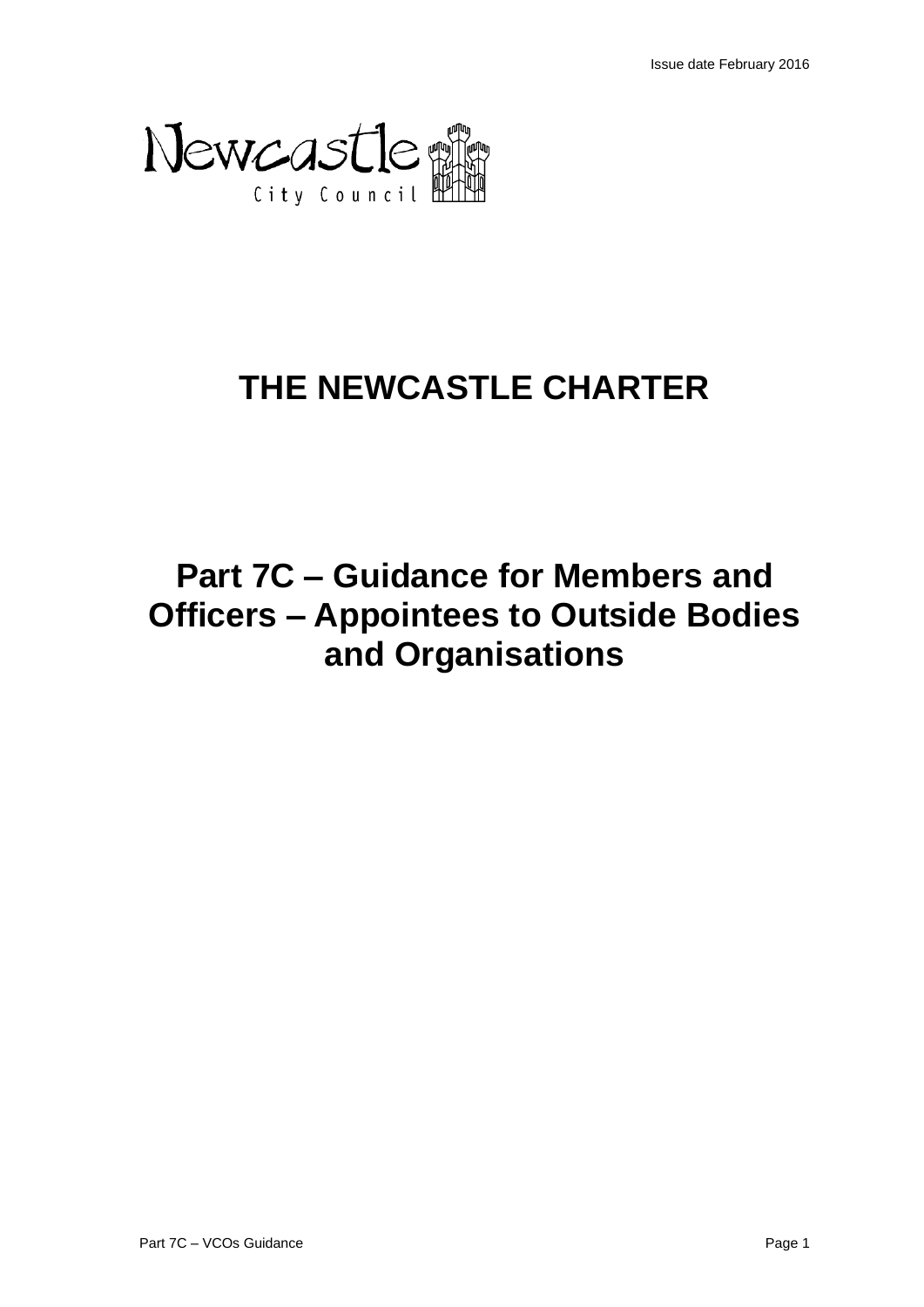Issue date February 2016

Newcastle City Council

# THE NEWCASTLE CHARTER

## Part 7C – Guidance for Members and Officers – Appointees to Outside Bodies and Organisations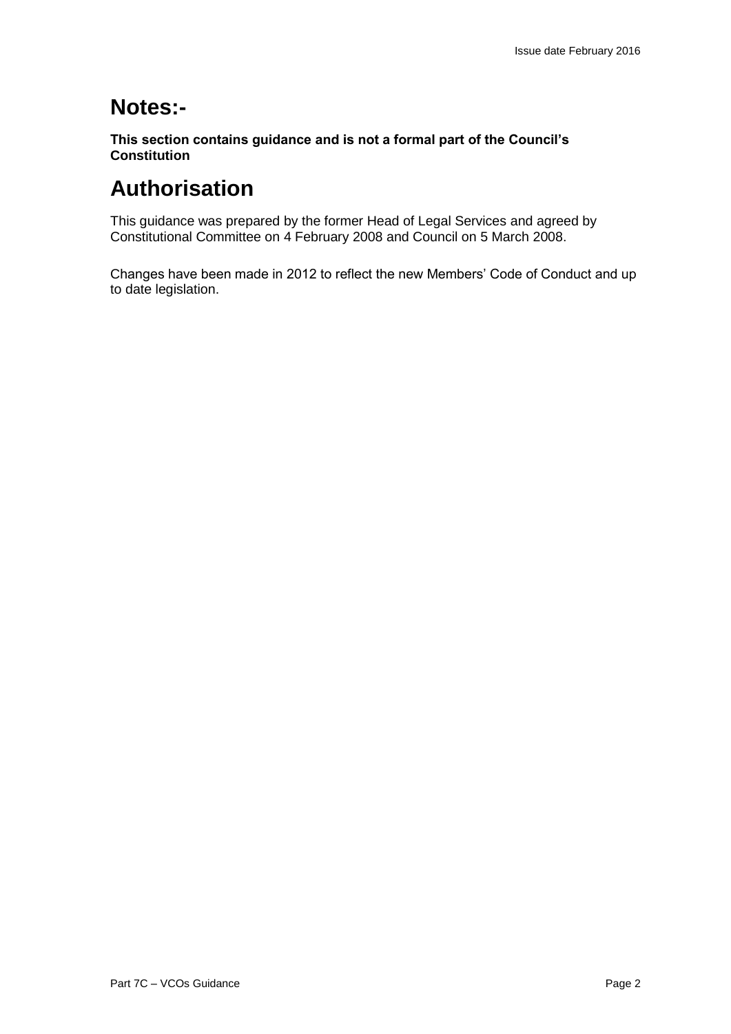# Notes:-

**This section contains guidance and is not a formal part of the Council's Constitution**

# Authorisation

This guidance was prepared by the former Head of Legal Services and agreed by Constitutional Committee on 4 February 2008 and Council on 5 March 2008.

Changes have been made in 2012 to reflect the new Members' Code of Conduct and up to date legislation.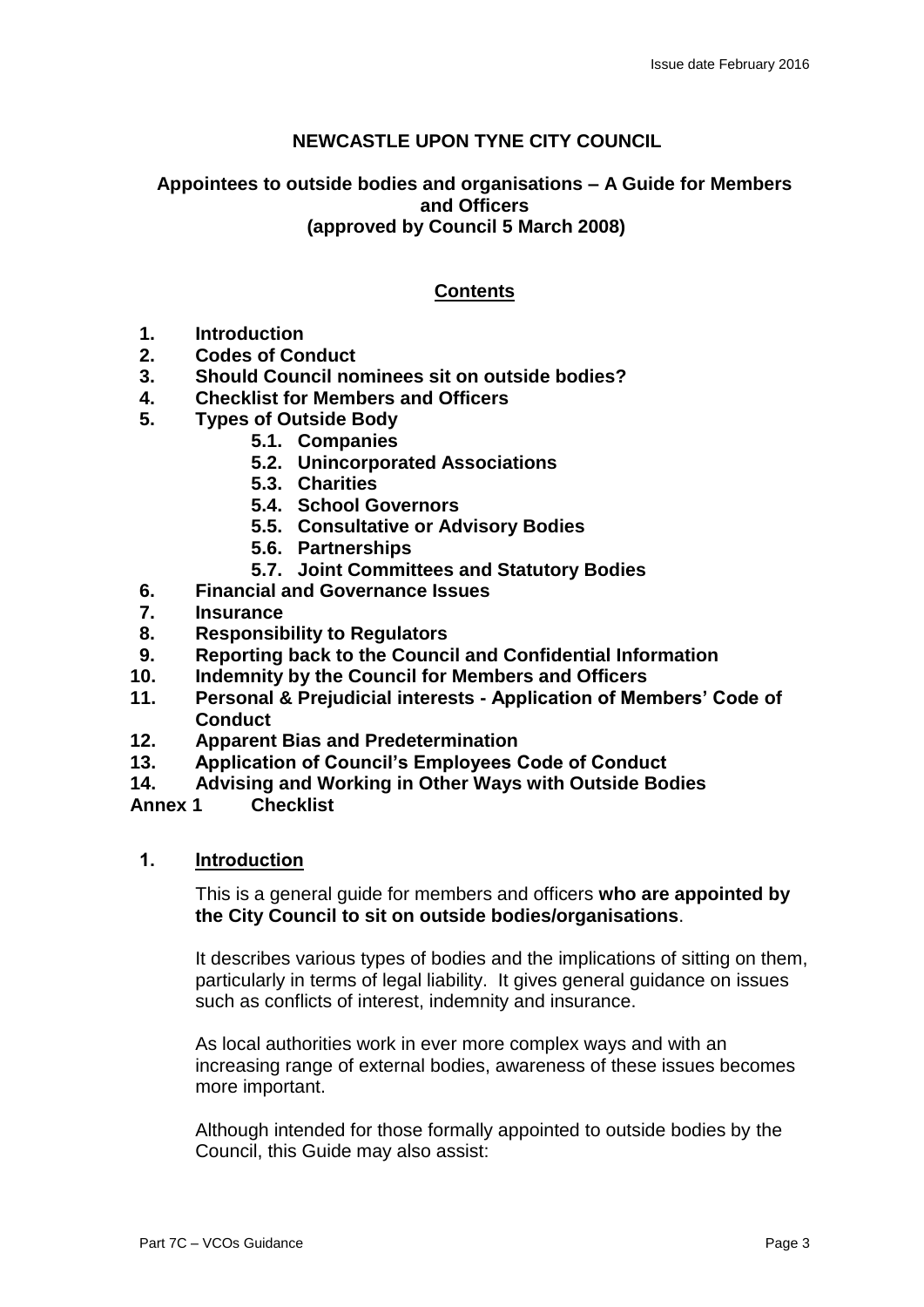## NEWCASTLE UPON TYNE CITY COUNCIL

### Appointees to outside bodies and organisations – A Guide for Members and Officers (approved by Council 5 March 2008)

**Contents**

1. **Introduction**
2. **Codes of Conduct**
3. **Should Council nominees sit on outside bodies?**
4. **Checklist for Members and Officers**
5. **Types of Outside Body**
   - **5.1. Companies**
   - **5.2. Unincorporated Associations**
   - **5.3. Charities**
   - **5.4. School Governors**
   - **5.5. Consultative or Advisory Bodies**
   - **5.6. Partnerships**
   - **5.7. Joint Committees and Statutory Bodies**
6. **Financial and Governance Issues**
7. **Insurance**
8. **Responsibility to Regulators**
9. **Reporting back to the Council and Confidential Information**
10. **Indemnity by the Council for Members and Officers**
11. **Personal & Prejudicial interests - Application of Members' Code of Conduct**
12. **Apparent Bias and Predetermination**
13. **Application of Council's Employees Code of Conduct**
14. **Advising and Working in Other Ways with Outside Bodies**

**Annex 1 Checklist**

## 1. Introduction

This is a general guide for members and officers **who are appointed by the City Council to sit on outside bodies/organisations**.

It describes various types of bodies and the implications of sitting on them, particularly in terms of legal liability. It gives general guidance on issues such as conflicts of interest, indemnity and insurance.

As local authorities work in ever more complex ways and with an increasing range of external bodies, awareness of these issues becomes more important.

Although intended for those formally appointed to outside bodies by the Council, this Guide may also assist: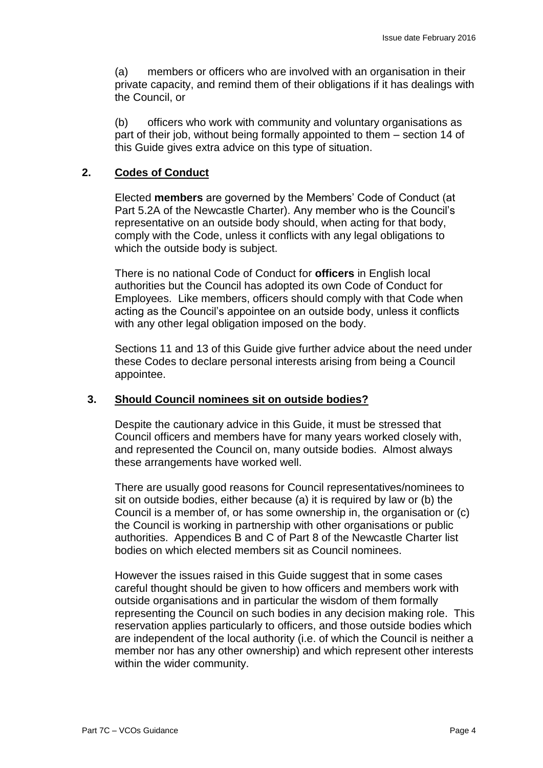(a) members or officers who are involved with an organisation in their private capacity, and remind them of their obligations if it has dealings with the Council, or

(b) officers who work with community and voluntary organisations as part of their job, without being formally appointed to them – section 14 of this Guide gives extra advice on this type of situation.

## 2. Codes of Conduct

Elected **members** are governed by the Members' Code of Conduct (at Part 5.2A of the Newcastle Charter). Any member who is the Council's representative on an outside body should, when acting for that body, comply with the Code, unless it conflicts with any legal obligations to which the outside body is subject.

There is no national Code of Conduct for **officers** in English local authorities but the Council has adopted its own Code of Conduct for Employees. Like members, officers should comply with that Code when acting as the Council's appointee on an outside body, unless it conflicts with any other legal obligation imposed on the body.

Sections 11 and 13 of this Guide give further advice about the need under these Codes to declare personal interests arising from being a Council appointee.

## 3. Should Council nominees sit on outside bodies?

Despite the cautionary advice in this Guide, it must be stressed that Council officers and members have for many years worked closely with, and represented the Council on, many outside bodies. Almost always these arrangements have worked well.

There are usually good reasons for Council representatives/nominees to sit on outside bodies, either because (a) it is required by law or (b) the Council is a member of, or has some ownership in, the organisation or (c) the Council is working in partnership with other organisations or public authorities. Appendices B and C of Part 8 of the Newcastle Charter list bodies on which elected members sit as Council nominees.

However the issues raised in this Guide suggest that in some cases careful thought should be given to how officers and members work with outside organisations and in particular the wisdom of them formally representing the Council on such bodies in any decision making role. This reservation applies particularly to officers, and those outside bodies which are independent of the local authority (i.e. of which the Council is neither a member nor has any other ownership) and which represent other interests within the wider community.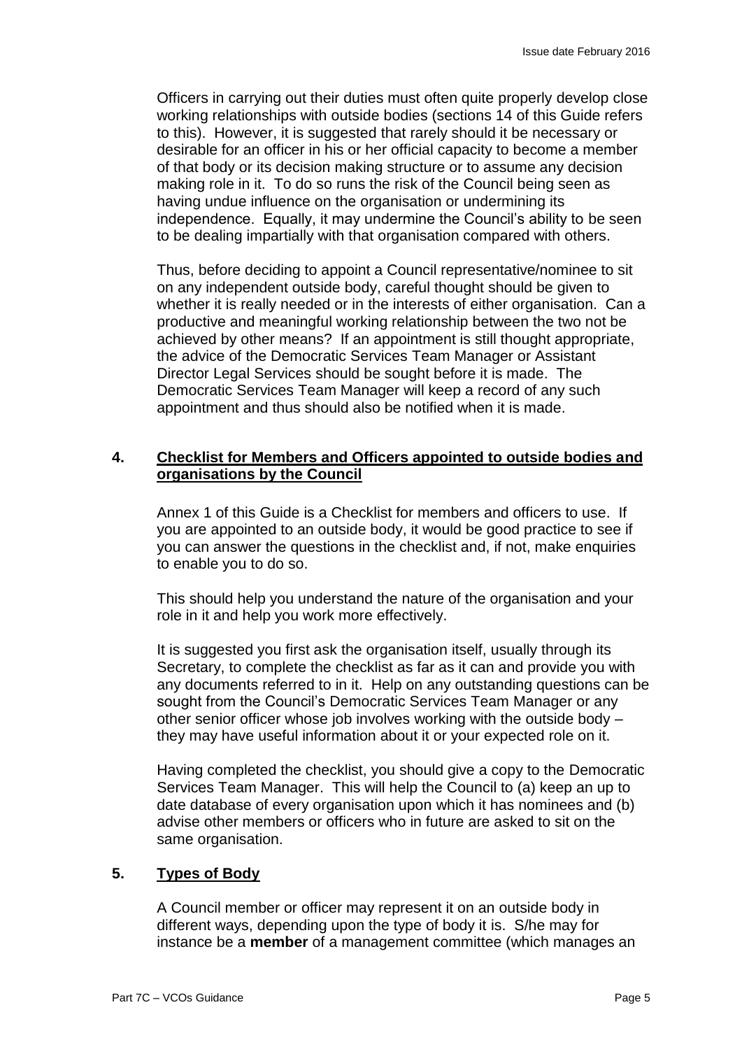Officers in carrying out their duties must often quite properly develop close working relationships with outside bodies (sections 14 of this Guide refers to this). However, it is suggested that rarely should it be necessary or desirable for an officer in his or her official capacity to become a member of that body or its decision making structure or to assume any decision making role in it. To do so runs the risk of the Council being seen as having undue influence on the organisation or undermining its independence. Equally, it may undermine the Council's ability to be seen to be dealing impartially with that organisation compared with others.

Thus, before deciding to appoint a Council representative/nominee to sit on any independent outside body, careful thought should be given to whether it is really needed or in the interests of either organisation. Can a productive and meaningful working relationship between the two not be achieved by other means? If an appointment is still thought appropriate, the advice of the Democratic Services Team Manager or Assistant Director Legal Services should be sought before it is made. The Democratic Services Team Manager will keep a record of any such appointment and thus should also be notified when it is made.

## 4. Checklist for Members and Officers appointed to outside bodies and organisations by the Council

Annex 1 of this Guide is a Checklist for members and officers to use. If you are appointed to an outside body, it would be good practice to see if you can answer the questions in the checklist and, if not, make enquiries to enable you to do so.

This should help you understand the nature of the organisation and your role in it and help you work more effectively.

It is suggested you first ask the organisation itself, usually through its Secretary, to complete the checklist as far as it can and provide you with any documents referred to in it. Help on any outstanding questions can be sought from the Council's Democratic Services Team Manager or any other senior officer whose job involves working with the outside body – they may have useful information about it or your expected role on it.

Having completed the checklist, you should give a copy to the Democratic Services Team Manager. This will help the Council to (a) keep an up to date database of every organisation upon which it has nominees and (b) advise other members or officers who in future are asked to sit on the same organisation.

## 5. Types of Body

A Council member or officer may represent it on an outside body in different ways, depending upon the type of body it is. S/he may for instance be a **member** of a management committee (which manages an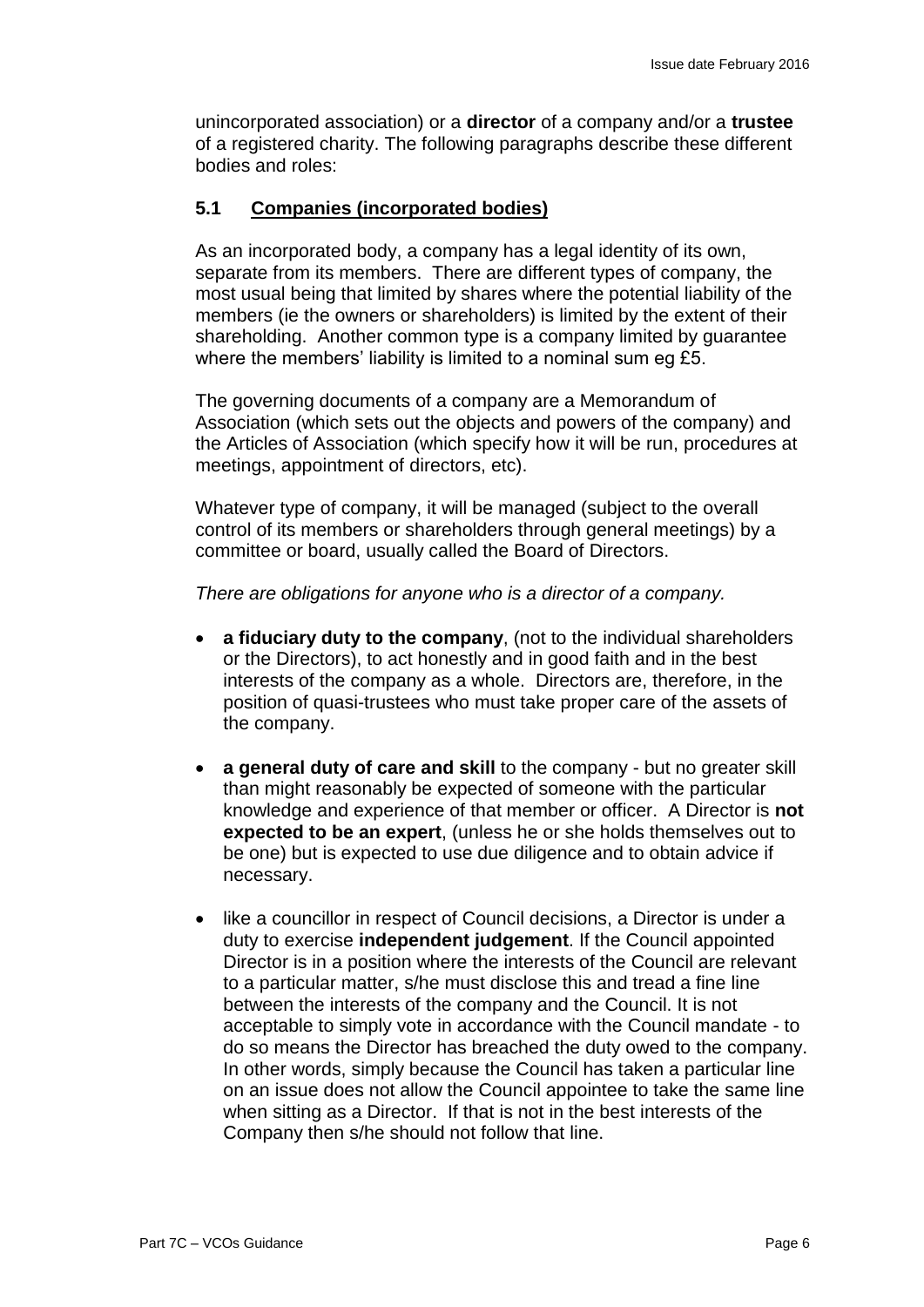unincorporated association) or a **director** of a company and/or a **trustee** of a registered charity. The following paragraphs describe these different bodies and roles:

### 5.1 Companies (incorporated bodies)

As an incorporated body, a company has a legal identity of its own, separate from its members. There are different types of company, the most usual being that limited by shares where the potential liability of the members (ie the owners or shareholders) is limited by the extent of their shareholding. Another common type is a company limited by guarantee where the members' liability is limited to a nominal sum eg £5.

The governing documents of a company are a Memorandum of Association (which sets out the objects and powers of the company) and the Articles of Association (which specify how it will be run, procedures at meetings, appointment of directors, etc).

Whatever type of company, it will be managed (subject to the overall control of its members or shareholders through general meetings) by a committee or board, usually called the Board of Directors.

*There are obligations for anyone who is a director of a company.*

- **a fiduciary duty to the company**, (not to the individual shareholders or the Directors), to act honestly and in good faith and in the best interests of the company as a whole. Directors are, therefore, in the position of quasi-trustees who must take proper care of the assets of the company.
- **a general duty of care and skill** to the company - but no greater skill than might reasonably be expected of someone with the particular knowledge and experience of that member or officer. A Director is **not expected to be an expert**, (unless he or she holds themselves out to be one) but is expected to use due diligence and to obtain advice if necessary.
- like a councillor in respect of Council decisions, a Director is under a duty to exercise **independent judgement**. If the Council appointed Director is in a position where the interests of the Council are relevant to a particular matter, s/he must disclose this and tread a fine line between the interests of the company and the Council. It is not acceptable to simply vote in accordance with the Council mandate - to do so means the Director has breached the duty owed to the company. In other words, simply because the Council has taken a particular line on an issue does not allow the Council appointee to take the same line when sitting as a Director. If that is not in the best interests of the Company then s/he should not follow that line.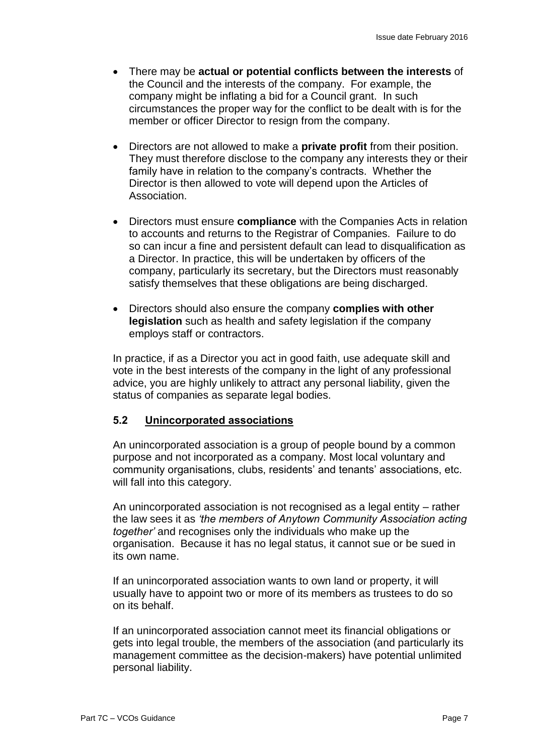- There may be **actual or potential conflicts between the interests** of the Council and the interests of the company. For example, the company might be inflating a bid for a Council grant. In such circumstances the proper way for the conflict to be dealt with is for the member or officer Director to resign from the company.

- Directors are not allowed to make a **private profit** from their position. They must therefore disclose to the company any interests they or their family have in relation to the company's contracts. Whether the Director is then allowed to vote will depend upon the Articles of Association.

- Directors must ensure **compliance** with the Companies Acts in relation to accounts and returns to the Registrar of Companies. Failure to do so can incur a fine and persistent default can lead to disqualification as a Director. In practice, this will be undertaken by officers of the company, particularly its secretary, but the Directors must reasonably satisfy themselves that these obligations are being discharged.

- Directors should also ensure the company **complies with other legislation** such as health and safety legislation if the company employs staff or contractors.

In practice, if as a Director you act in good faith, use adequate skill and vote in the best interests of the company in the light of any professional advice, you are highly unlikely to attract any personal liability, given the status of companies as separate legal bodies.

### 5.2 Unincorporated associations

An unincorporated association is a group of people bound by a common purpose and not incorporated as a company. Most local voluntary and community organisations, clubs, residents' and tenants' associations, etc. will fall into this category.

An unincorporated association is not recognised as a legal entity – rather the law sees it as *'the members of Anytown Community Association acting together'* and recognises only the individuals who make up the organisation. Because it has no legal status, it cannot sue or be sued in its own name.

If an unincorporated association wants to own land or property, it will usually have to appoint two or more of its members as trustees to do so on its behalf.

If an unincorporated association cannot meet its financial obligations or gets into legal trouble, the members of the association (and particularly its management committee as the decision-makers) have potential unlimited personal liability.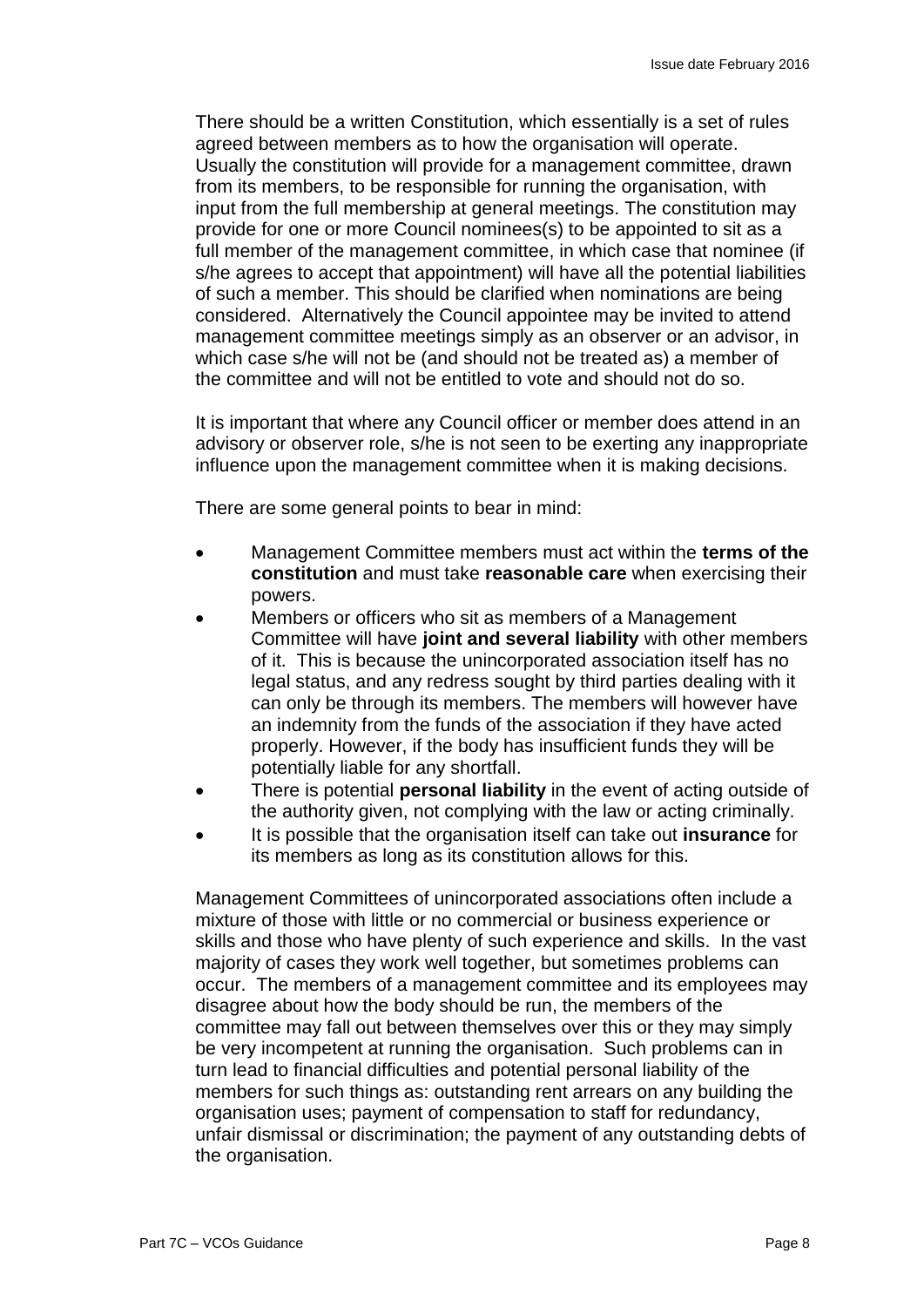There should be a written Constitution, which essentially is a set of rules agreed between members as to how the organisation will operate. Usually the constitution will provide for a management committee, drawn from its members, to be responsible for running the organisation, with input from the full membership at general meetings. The constitution may provide for one or more Council nominees(s) to be appointed to sit as a full member of the management committee, in which case that nominee (if s/he agrees to accept that appointment) will have all the potential liabilities of such a member. This should be clarified when nominations are being considered. Alternatively the Council appointee may be invited to attend management committee meetings simply as an observer or an advisor, in which case s/he will not be (and should not be treated as) a member of the committee and will not be entitled to vote and should not do so.

It is important that where any Council officer or member does attend in an advisory or observer role, s/he is not seen to be exerting any inappropriate influence upon the management committee when it is making decisions.

There are some general points to bear in mind:

- Management Committee members must act within the **terms of the constitution** and must take **reasonable care** when exercising their powers.
- Members or officers who sit as members of a Management Committee will have **joint and several liability** with other members of it. This is because the unincorporated association itself has no legal status, and any redress sought by third parties dealing with it can only be through its members. The members will however have an indemnity from the funds of the association if they have acted properly. However, if the body has insufficient funds they will be potentially liable for any shortfall.
- There is potential **personal liability** in the event of acting outside of the authority given, not complying with the law or acting criminally.
- It is possible that the organisation itself can take out **insurance** for its members as long as its constitution allows for this.

Management Committees of unincorporated associations often include a mixture of those with little or no commercial or business experience or skills and those who have plenty of such experience and skills. In the vast majority of cases they work well together, but sometimes problems can occur. The members of a management committee and its employees may disagree about how the body should be run, the members of the committee may fall out between themselves over this or they may simply be very incompetent at running the organisation. Such problems can in turn lead to financial difficulties and potential personal liability of the members for such things as: outstanding rent arrears on any building the organisation uses; payment of compensation to staff for redundancy, unfair dismissal or discrimination; the payment of any outstanding debts of the organisation.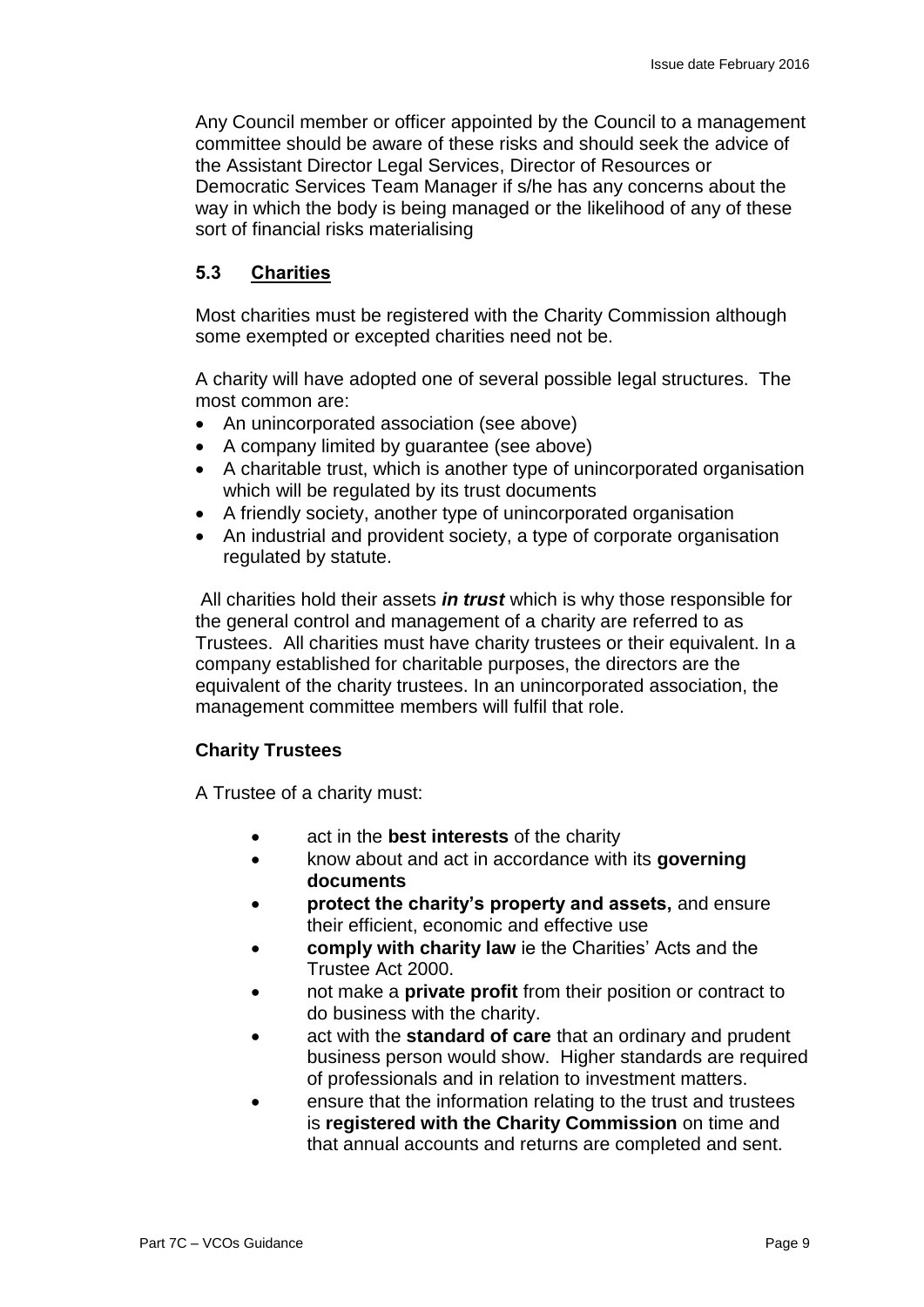Any Council member or officer appointed by the Council to a management committee should be aware of these risks and should seek the advice of the Assistant Director Legal Services, Director of Resources or Democratic Services Team Manager if s/he has any concerns about the way in which the body is being managed or the likelihood of any of these sort of financial risks materialising

### 5.3 Charities

Most charities must be registered with the Charity Commission although some exempted or excepted charities need not be.

A charity will have adopted one of several possible legal structures. The most common are:

- An unincorporated association (see above)
- A company limited by guarantee (see above)
- A charitable trust, which is another type of unincorporated organisation which will be regulated by its trust documents
- A friendly society, another type of unincorporated organisation
- An industrial and provident society, a type of corporate organisation regulated by statute.

All charities hold their assets ***in trust*** which is why those responsible for the general control and management of a charity are referred to as Trustees. All charities must have charity trustees or their equivalent. In a company established for charitable purposes, the directors are the equivalent of the charity trustees. In an unincorporated association, the management committee members will fulfil that role.

**Charity Trustees**

A Trustee of a charity must:

- act in the **best interests** of the charity
- know about and act in accordance with its **governing documents**
- **protect the charity's property and assets,** and ensure their efficient, economic and effective use
- **comply with charity law** ie the Charities' Acts and the Trustee Act 2000.
- not make a **private profit** from their position or contract to do business with the charity.
- act with the **standard of care** that an ordinary and prudent business person would show. Higher standards are required of professionals and in relation to investment matters.
- ensure that the information relating to the trust and trustees is **registered with the Charity Commission** on time and that annual accounts and returns are completed and sent.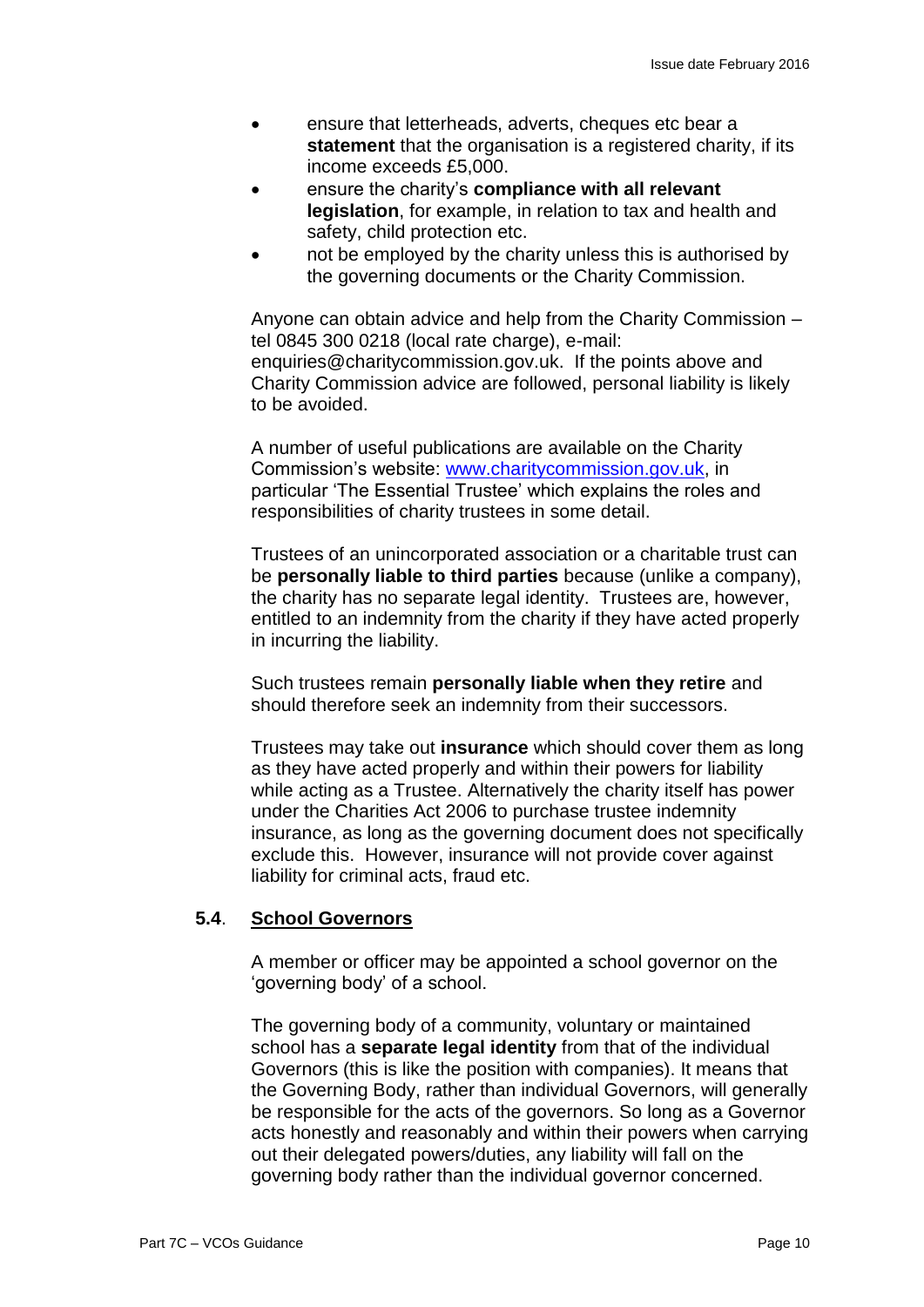- ensure that letterheads, adverts, cheques etc bear a **statement** that the organisation is a registered charity, if its income exceeds £5,000.
- ensure the charity's **compliance with all relevant legislation**, for example, in relation to tax and health and safety, child protection etc.
- not be employed by the charity unless this is authorised by the governing documents or the Charity Commission.

Anyone can obtain advice and help from the Charity Commission – tel 0845 300 0218 (local rate charge), e-mail: enquiries@charitycommission.gov.uk. If the points above and Charity Commission advice are followed, personal liability is likely to be avoided.

A number of useful publications are available on the Charity Commission's website: [www.charitycommission.gov.uk](http://www.charitycommission.gov.uk), in particular 'The Essential Trustee' which explains the roles and responsibilities of charity trustees in some detail.

Trustees of an unincorporated association or a charitable trust can be **personally liable to third parties** because (unlike a company), the charity has no separate legal identity. Trustees are, however, entitled to an indemnity from the charity if they have acted properly in incurring the liability.

Such trustees remain **personally liable when they retire** and should therefore seek an indemnity from their successors.

Trustees may take out **insurance** which should cover them as long as they have acted properly and within their powers for liability while acting as a Trustee. Alternatively the charity itself has power under the Charities Act 2006 to purchase trustee indemnity insurance, as long as the governing document does not specifically exclude this. However, insurance will not provide cover against liability for criminal acts, fraud etc.

### 5.4. School Governors

A member or officer may be appointed a school governor on the 'governing body' of a school.

The governing body of a community, voluntary or maintained school has a **separate legal identity** from that of the individual Governors (this is like the position with companies). It means that the Governing Body, rather than individual Governors, will generally be responsible for the acts of the governors. So long as a Governor acts honestly and reasonably and within their powers when carrying out their delegated powers/duties, any liability will fall on the governing body rather than the individual governor concerned.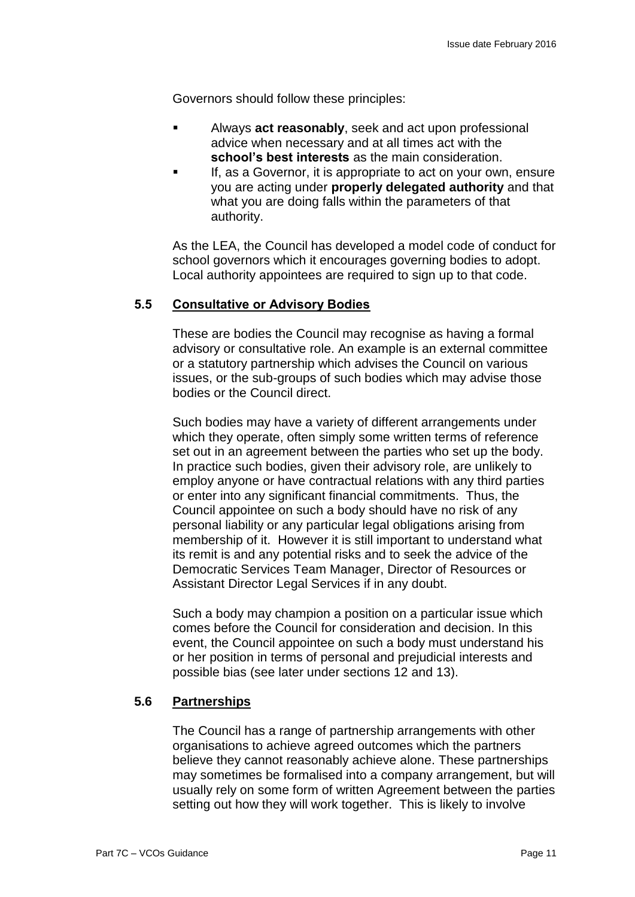Governors should follow these principles:

- Always **act reasonably**, seek and act upon professional advice when necessary and at all times act with the **school's best interests** as the main consideration.
- If, as a Governor, it is appropriate to act on your own, ensure you are acting under **properly delegated authority** and that what you are doing falls within the parameters of that authority.

As the LEA, the Council has developed a model code of conduct for school governors which it encourages governing bodies to adopt. Local authority appointees are required to sign up to that code.

### 5.5 Consultative or Advisory Bodies

These are bodies the Council may recognise as having a formal advisory or consultative role. An example is an external committee or a statutory partnership which advises the Council on various issues, or the sub-groups of such bodies which may advise those bodies or the Council direct.

Such bodies may have a variety of different arrangements under which they operate, often simply some written terms of reference set out in an agreement between the parties who set up the body. In practice such bodies, given their advisory role, are unlikely to employ anyone or have contractual relations with any third parties or enter into any significant financial commitments. Thus, the Council appointee on such a body should have no risk of any personal liability or any particular legal obligations arising from membership of it. However it is still important to understand what its remit is and any potential risks and to seek the advice of the Democratic Services Team Manager, Director of Resources or Assistant Director Legal Services if in any doubt.

Such a body may champion a position on a particular issue which comes before the Council for consideration and decision. In this event, the Council appointee on such a body must understand his or her position in terms of personal and prejudicial interests and possible bias (see later under sections 12 and 13).

### 5.6 Partnerships

The Council has a range of partnership arrangements with other organisations to achieve agreed outcomes which the partners believe they cannot reasonably achieve alone. These partnerships may sometimes be formalised into a company arrangement, but will usually rely on some form of written Agreement between the parties setting out how they will work together. This is likely to involve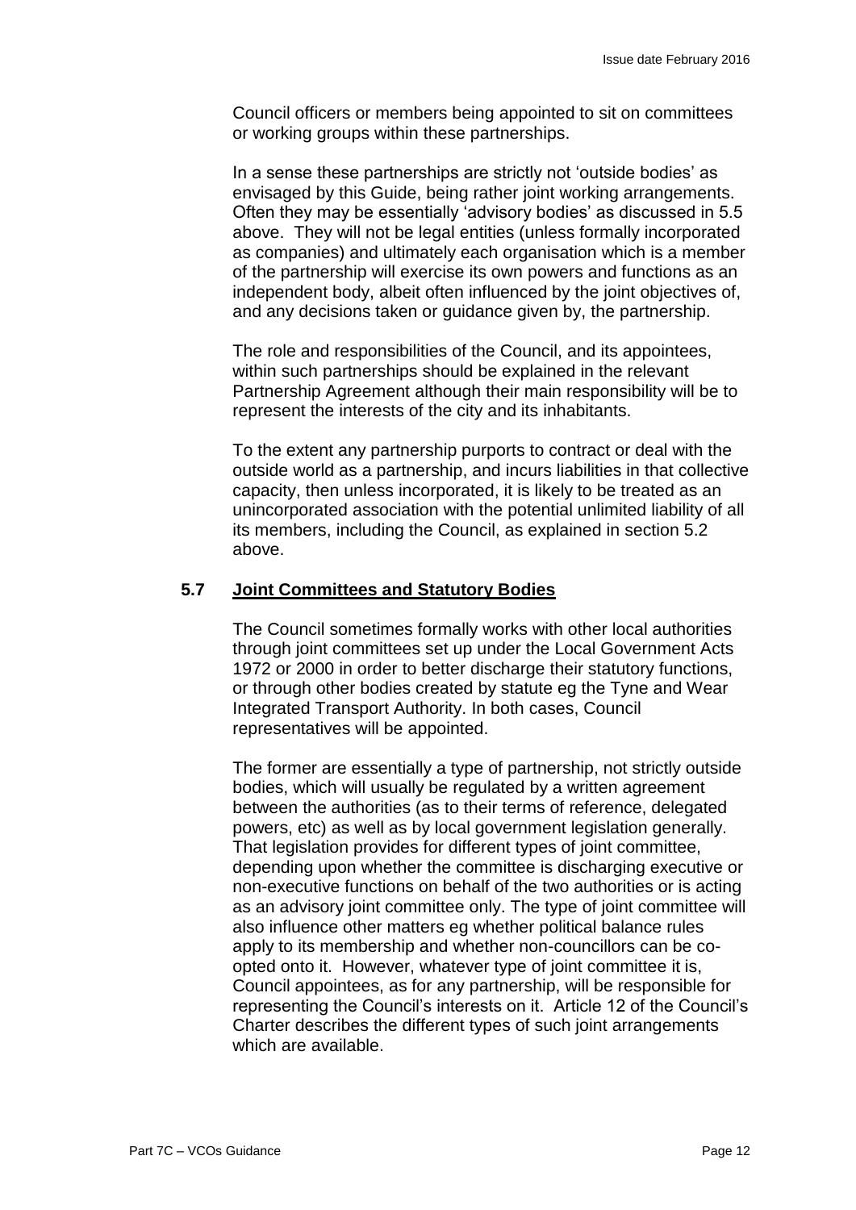Council officers or members being appointed to sit on committees or working groups within these partnerships.

In a sense these partnerships are strictly not 'outside bodies' as envisaged by this Guide, being rather joint working arrangements. Often they may be essentially 'advisory bodies' as discussed in 5.5 above. They will not be legal entities (unless formally incorporated as companies) and ultimately each organisation which is a member of the partnership will exercise its own powers and functions as an independent body, albeit often influenced by the joint objectives of, and any decisions taken or guidance given by, the partnership.

The role and responsibilities of the Council, and its appointees, within such partnerships should be explained in the relevant Partnership Agreement although their main responsibility will be to represent the interests of the city and its inhabitants.

To the extent any partnership purports to contract or deal with the outside world as a partnership, and incurs liabilities in that collective capacity, then unless incorporated, it is likely to be treated as an unincorporated association with the potential unlimited liability of all its members, including the Council, as explained in section 5.2 above.

## 5.7 Joint Committees and Statutory Bodies

The Council sometimes formally works with other local authorities through joint committees set up under the Local Government Acts 1972 or 2000 in order to better discharge their statutory functions, or through other bodies created by statute eg the Tyne and Wear Integrated Transport Authority. In both cases, Council representatives will be appointed.

The former are essentially a type of partnership, not strictly outside bodies, which will usually be regulated by a written agreement between the authorities (as to their terms of reference, delegated powers, etc) as well as by local government legislation generally. That legislation provides for different types of joint committee, depending upon whether the committee is discharging executive or non-executive functions on behalf of the two authorities or is acting as an advisory joint committee only. The type of joint committee will also influence other matters eg whether political balance rules apply to its membership and whether non-councillors can be co-opted onto it. However, whatever type of joint committee it is, Council appointees, as for any partnership, will be responsible for representing the Council's interests on it. Article 12 of the Council's Charter describes the different types of such joint arrangements which are available.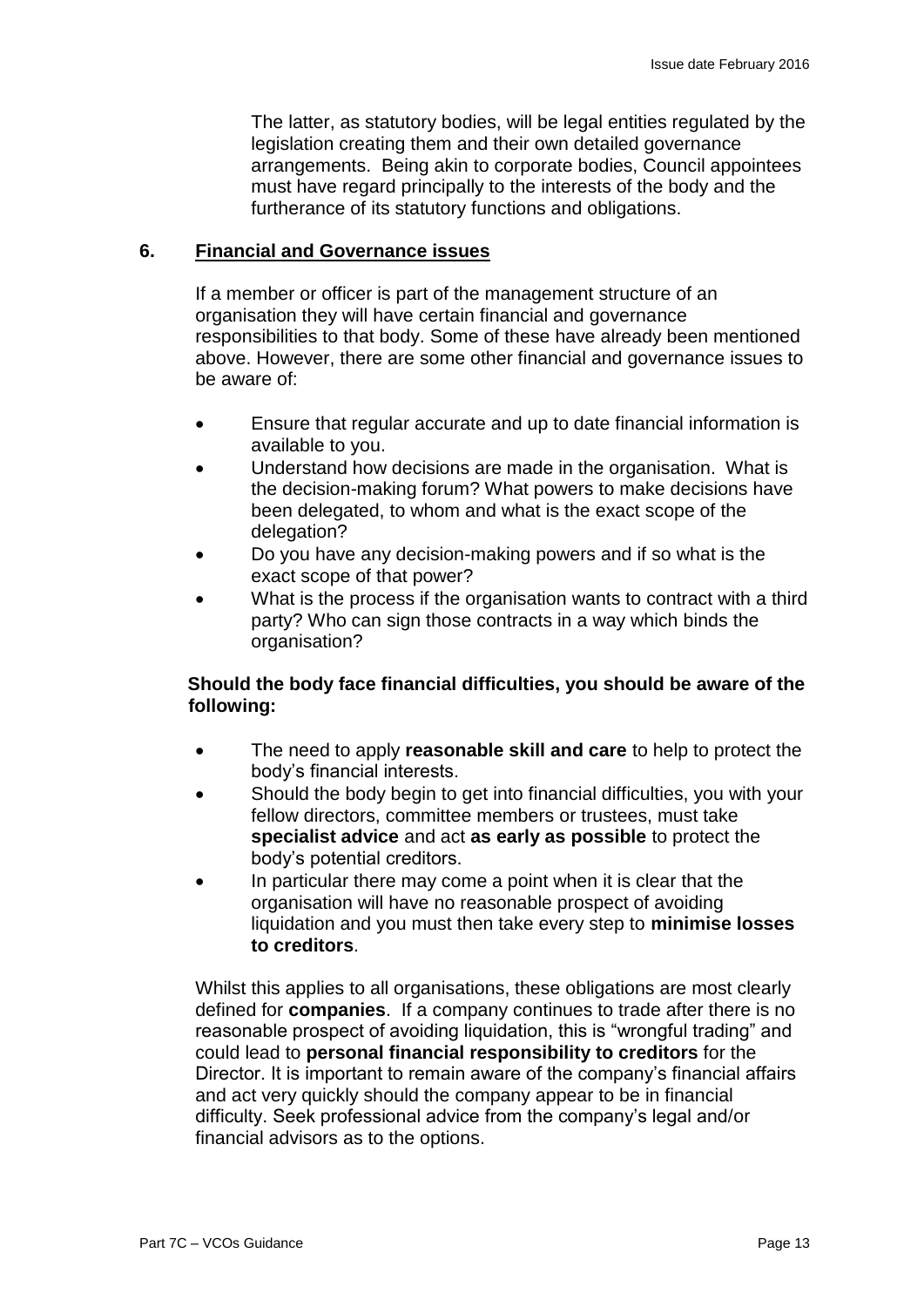The latter, as statutory bodies, will be legal entities regulated by the legislation creating them and their own detailed governance arrangements. Being akin to corporate bodies, Council appointees must have regard principally to the interests of the body and the furtherance of its statutory functions and obligations.

## 6. Financial and Governance issues

If a member or officer is part of the management structure of an organisation they will have certain financial and governance responsibilities to that body. Some of these have already been mentioned above. However, there are some other financial and governance issues to be aware of:

- Ensure that regular accurate and up to date financial information is available to you.
- Understand how decisions are made in the organisation. What is the decision-making forum? What powers to make decisions have been delegated, to whom and what is the exact scope of the delegation?
- Do you have any decision-making powers and if so what is the exact scope of that power?
- What is the process if the organisation wants to contract with a third party? Who can sign those contracts in a way which binds the organisation?

**Should the body face financial difficulties, you should be aware of the following:**

- The need to apply **reasonable skill and care** to help to protect the body's financial interests.
- Should the body begin to get into financial difficulties, you with your fellow directors, committee members or trustees, must take **specialist advice** and act **as early as possible** to protect the body's potential creditors.
- In particular there may come a point when it is clear that the organisation will have no reasonable prospect of avoiding liquidation and you must then take every step to **minimise losses to creditors**.

Whilst this applies to all organisations, these obligations are most clearly defined for **companies**. If a company continues to trade after there is no reasonable prospect of avoiding liquidation, this is "wrongful trading" and could lead to **personal financial responsibility to creditors** for the Director. It is important to remain aware of the company's financial affairs and act very quickly should the company appear to be in financial difficulty. Seek professional advice from the company's legal and/or financial advisors as to the options.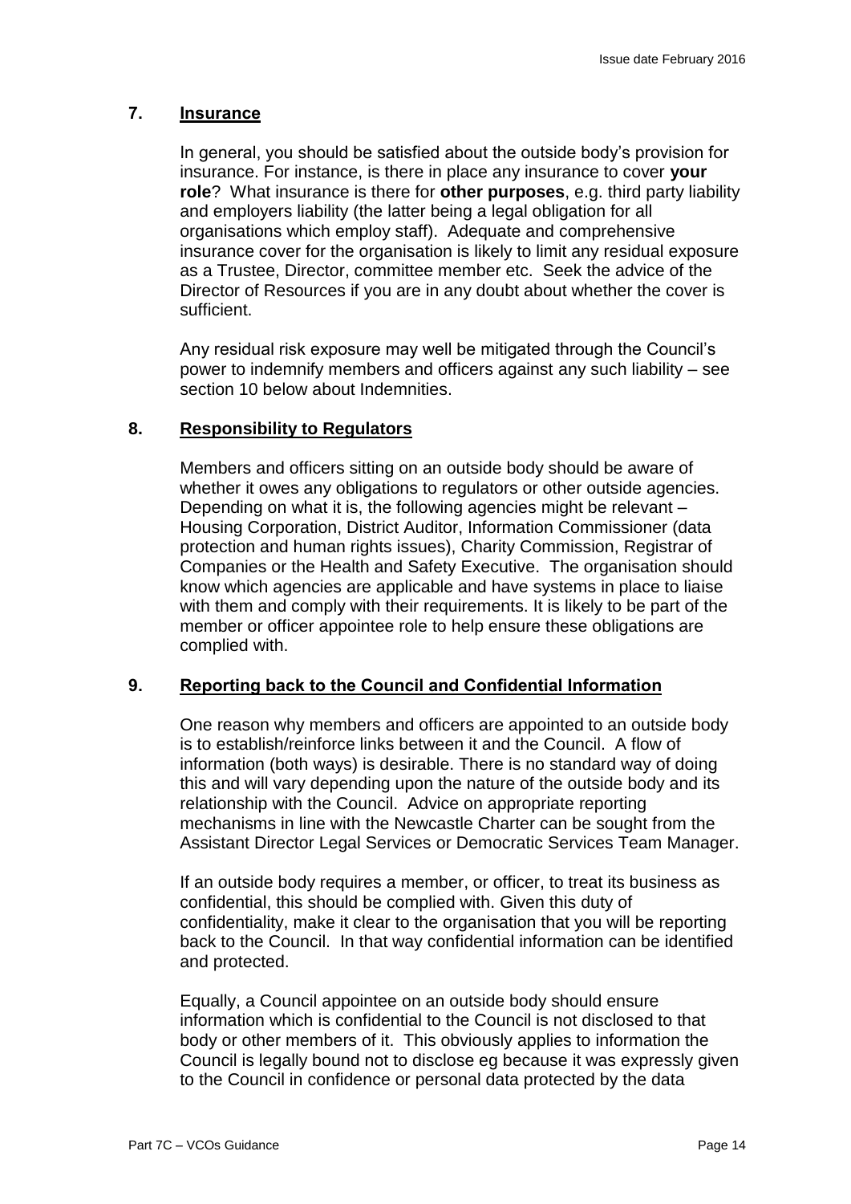## 7. Insurance

In general, you should be satisfied about the outside body's provision for insurance. For instance, is there in place any insurance to cover **your role**? What insurance is there for **other purposes**, e.g. third party liability and employers liability (the latter being a legal obligation for all organisations which employ staff). Adequate and comprehensive insurance cover for the organisation is likely to limit any residual exposure as a Trustee, Director, committee member etc. Seek the advice of the Director of Resources if you are in any doubt about whether the cover is sufficient.

Any residual risk exposure may well be mitigated through the Council's power to indemnify members and officers against any such liability – see section 10 below about Indemnities.

## 8. Responsibility to Regulators

Members and officers sitting on an outside body should be aware of whether it owes any obligations to regulators or other outside agencies. Depending on what it is, the following agencies might be relevant – Housing Corporation, District Auditor, Information Commissioner (data protection and human rights issues), Charity Commission, Registrar of Companies or the Health and Safety Executive. The organisation should know which agencies are applicable and have systems in place to liaise with them and comply with their requirements. It is likely to be part of the member or officer appointee role to help ensure these obligations are complied with.

## 9. Reporting back to the Council and Confidential Information

One reason why members and officers are appointed to an outside body is to establish/reinforce links between it and the Council. A flow of information (both ways) is desirable. There is no standard way of doing this and will vary depending upon the nature of the outside body and its relationship with the Council. Advice on appropriate reporting mechanisms in line with the Newcastle Charter can be sought from the Assistant Director Legal Services or Democratic Services Team Manager.

If an outside body requires a member, or officer, to treat its business as confidential, this should be complied with. Given this duty of confidentiality, make it clear to the organisation that you will be reporting back to the Council. In that way confidential information can be identified and protected.

Equally, a Council appointee on an outside body should ensure information which is confidential to the Council is not disclosed to that body or other members of it. This obviously applies to information the Council is legally bound not to disclose eg because it was expressly given to the Council in confidence or personal data protected by the data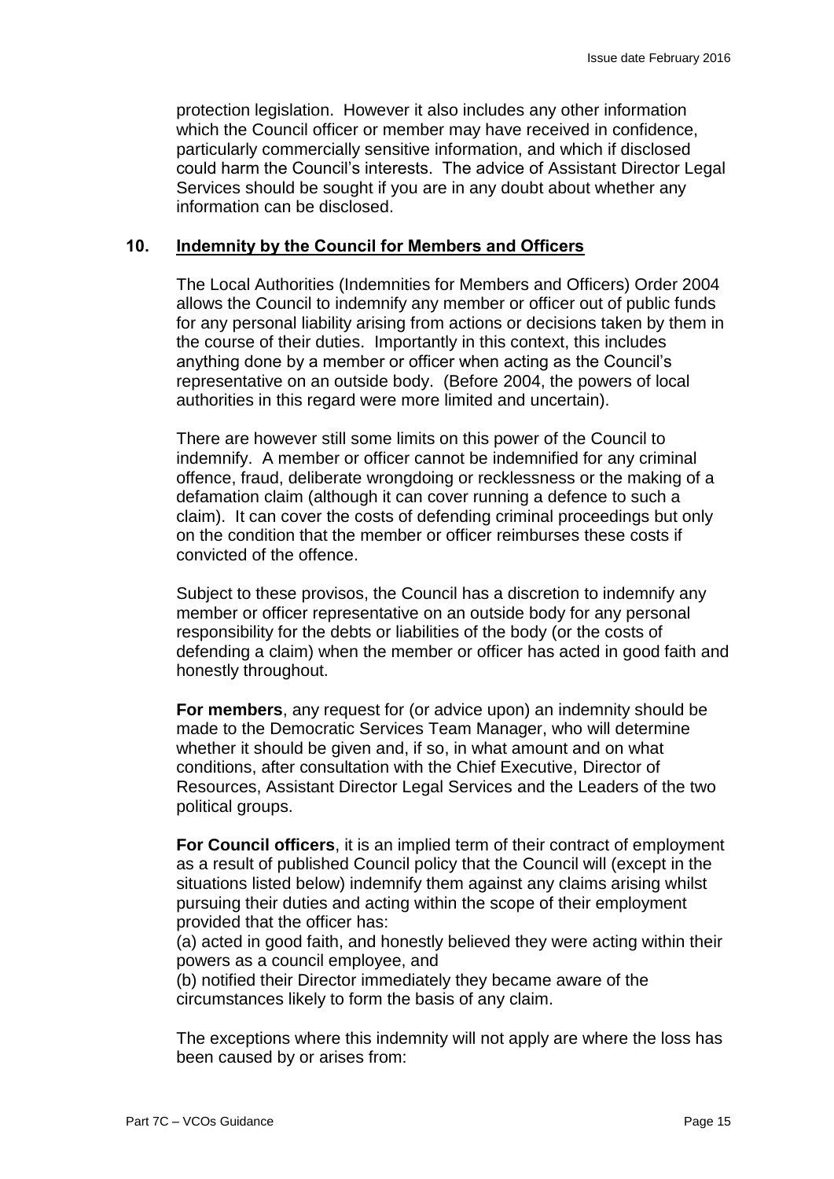protection legislation. However it also includes any other information which the Council officer or member may have received in confidence, particularly commercially sensitive information, and which if disclosed could harm the Council's interests. The advice of Assistant Director Legal Services should be sought if you are in any doubt about whether any information can be disclosed.

## 10. Indemnity by the Council for Members and Officers

The Local Authorities (Indemnities for Members and Officers) Order 2004 allows the Council to indemnify any member or officer out of public funds for any personal liability arising from actions or decisions taken by them in the course of their duties. Importantly in this context, this includes anything done by a member or officer when acting as the Council's representative on an outside body. (Before 2004, the powers of local authorities in this regard were more limited and uncertain).

There are however still some limits on this power of the Council to indemnify. A member or officer cannot be indemnified for any criminal offence, fraud, deliberate wrongdoing or recklessness or the making of a defamation claim (although it can cover running a defence to such a claim). It can cover the costs of defending criminal proceedings but only on the condition that the member or officer reimburses these costs if convicted of the offence.

Subject to these provisos, the Council has a discretion to indemnify any member or officer representative on an outside body for any personal responsibility for the debts or liabilities of the body (or the costs of defending a claim) when the member or officer has acted in good faith and honestly throughout.

**For members**, any request for (or advice upon) an indemnity should be made to the Democratic Services Team Manager, who will determine whether it should be given and, if so, in what amount and on what conditions, after consultation with the Chief Executive, Director of Resources, Assistant Director Legal Services and the Leaders of the two political groups.

**For Council officers**, it is an implied term of their contract of employment as a result of published Council policy that the Council will (except in the situations listed below) indemnify them against any claims arising whilst pursuing their duties and acting within the scope of their employment provided that the officer has:

(a) acted in good faith, and honestly believed they were acting within their powers as a council employee, and

(b) notified their Director immediately they became aware of the circumstances likely to form the basis of any claim.

The exceptions where this indemnity will not apply are where the loss has been caused by or arises from: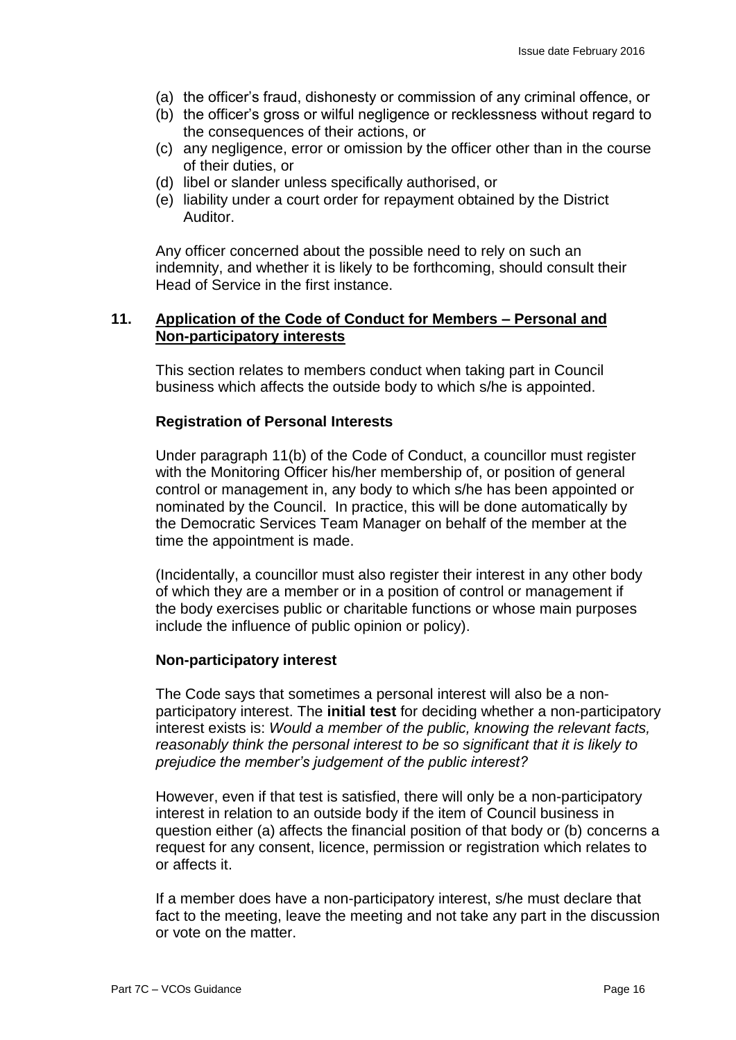(a) the officer's fraud, dishonesty or commission of any criminal offence, or
(b) the officer's gross or wilful negligence or recklessness without regard to the consequences of their actions, or
(c) any negligence, error or omission by the officer other than in the course of their duties, or
(d) libel or slander unless specifically authorised, or
(e) liability under a court order for repayment obtained by the District Auditor.

Any officer concerned about the possible need to rely on such an indemnity, and whether it is likely to be forthcoming, should consult their Head of Service in the first instance.

## 11. Application of the Code of Conduct for Members – Personal and Non-participatory interests

This section relates to members conduct when taking part in Council business which affects the outside body to which s/he is appointed.

### Registration of Personal Interests

Under paragraph 11(b) of the Code of Conduct, a councillor must register with the Monitoring Officer his/her membership of, or position of general control or management in, any body to which s/he has been appointed or nominated by the Council. In practice, this will be done automatically by the Democratic Services Team Manager on behalf of the member at the time the appointment is made.

(Incidentally, a councillor must also register their interest in any other body of which they are a member or in a position of control or management if the body exercises public or charitable functions or whose main purposes include the influence of public opinion or policy).

### Non-participatory interest

The Code says that sometimes a personal interest will also be a non-participatory interest. The **initial test** for deciding whether a non-participatory interest exists is: *Would a member of the public, knowing the relevant facts, reasonably think the personal interest to be so significant that it is likely to prejudice the member's judgement of the public interest?*

However, even if that test is satisfied, there will only be a non-participatory interest in relation to an outside body if the item of Council business in question either (a) affects the financial position of that body or (b) concerns a request for any consent, licence, permission or registration which relates to or affects it.

If a member does have a non-participatory interest, s/he must declare that fact to the meeting, leave the meeting and not take any part in the discussion or vote on the matter.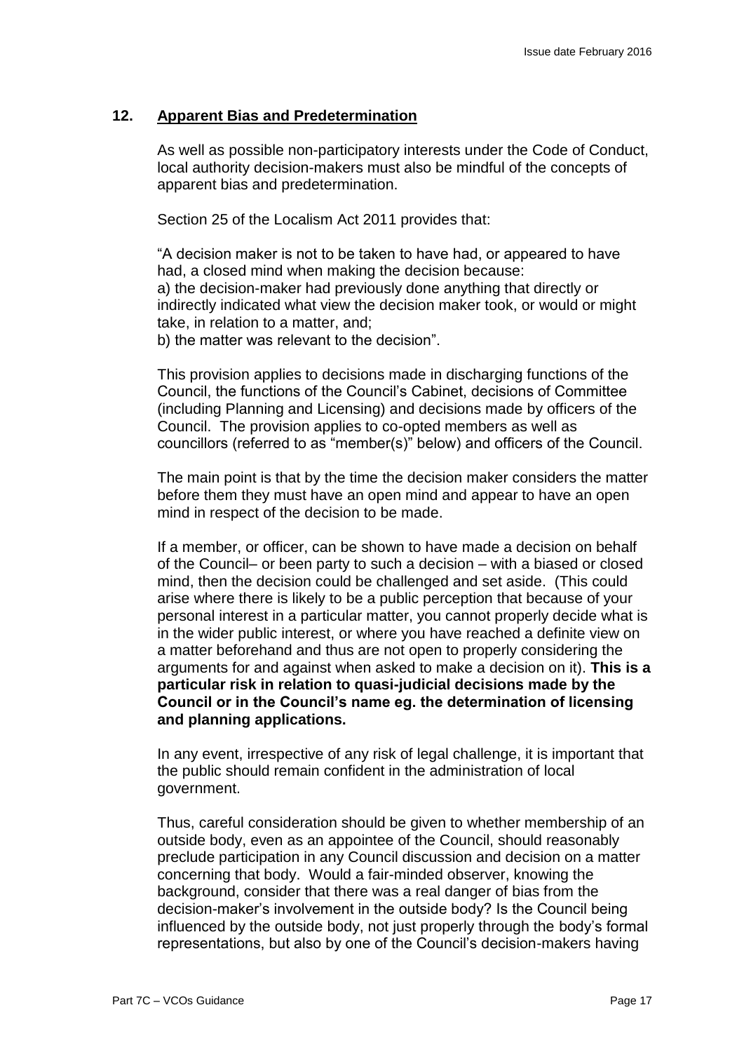## 12. Apparent Bias and Predetermination

As well as possible non-participatory interests under the Code of Conduct, local authority decision-makers must also be mindful of the concepts of apparent bias and predetermination.

Section 25 of the Localism Act 2011 provides that:

"A decision maker is not to be taken to have had, or appeared to have had, a closed mind when making the decision because:
a) the decision-maker had previously done anything that directly or indirectly indicated what view the decision maker took, or would or might take, in relation to a matter, and;
b) the matter was relevant to the decision".

This provision applies to decisions made in discharging functions of the Council, the functions of the Council's Cabinet, decisions of Committee (including Planning and Licensing) and decisions made by officers of the Council. The provision applies to co-opted members as well as councillors (referred to as "member(s)" below) and officers of the Council.

The main point is that by the time the decision maker considers the matter before them they must have an open mind and appear to have an open mind in respect of the decision to be made.

If a member, or officer, can be shown to have made a decision on behalf of the Council– or been party to such a decision – with a biased or closed mind, then the decision could be challenged and set aside. (This could arise where there is likely to be a public perception that because of your personal interest in a particular matter, you cannot properly decide what is in the wider public interest, or where you have reached a definite view on a matter beforehand and thus are not open to properly considering the arguments for and against when asked to make a decision on it). **This is a particular risk in relation to quasi-judicial decisions made by the Council or in the Council's name eg. the determination of licensing and planning applications.**

In any event, irrespective of any risk of legal challenge, it is important that the public should remain confident in the administration of local government.

Thus, careful consideration should be given to whether membership of an outside body, even as an appointee of the Council, should reasonably preclude participation in any Council discussion and decision on a matter concerning that body. Would a fair-minded observer, knowing the background, consider that there was a real danger of bias from the decision-maker's involvement in the outside body? Is the Council being influenced by the outside body, not just properly through the body's formal representations, but also by one of the Council's decision-makers having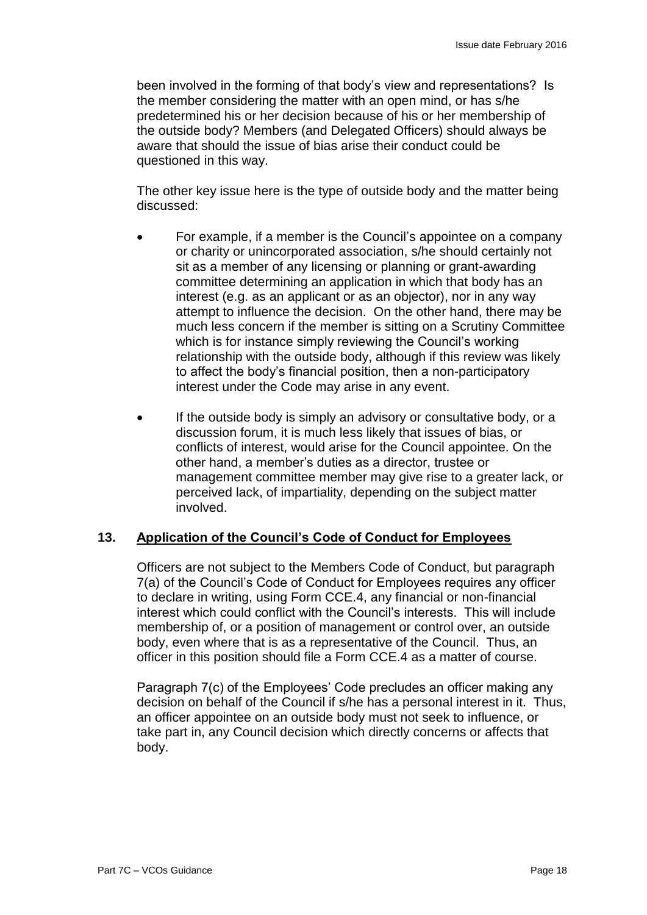been involved in the forming of that body's view and representations? Is the member considering the matter with an open mind, or has s/he predetermined his or her decision because of his or her membership of the outside body? Members (and Delegated Officers) should always be aware that should the issue of bias arise their conduct could be questioned in this way.

The other key issue here is the type of outside body and the matter being discussed:

- For example, if a member is the Council's appointee on a company or charity or unincorporated association, s/he should certainly not sit as a member of any licensing or planning or grant-awarding committee determining an application in which that body has an interest (e.g. as an applicant or as an objector), nor in any way attempt to influence the decision. On the other hand, there may be much less concern if the member is sitting on a Scrutiny Committee which is for instance simply reviewing the Council's working relationship with the outside body, although if this review was likely to affect the body's financial position, then a non-participatory interest under the Code may arise in any event.

- If the outside body is simply an advisory or consultative body, or a discussion forum, it is much less likely that issues of bias, or conflicts of interest, would arise for the Council appointee. On the other hand, a member's duties as a director, trustee or management committee member may give rise to a greater lack, or perceived lack, of impartiality, depending on the subject matter involved.

## 13. Application of the Council's Code of Conduct for Employees

Officers are not subject to the Members Code of Conduct, but paragraph 7(a) of the Council's Code of Conduct for Employees requires any officer to declare in writing, using Form CCE.4, any financial or non-financial interest which could conflict with the Council's interests. This will include membership of, or a position of management or control over, an outside body, even where that is as a representative of the Council. Thus, an officer in this position should file a Form CCE.4 as a matter of course.

Paragraph 7(c) of the Employees' Code precludes an officer making any decision on behalf of the Council if s/he has a personal interest in it. Thus, an officer appointee on an outside body must not seek to influence, or take part in, any Council decision which directly concerns or affects that body.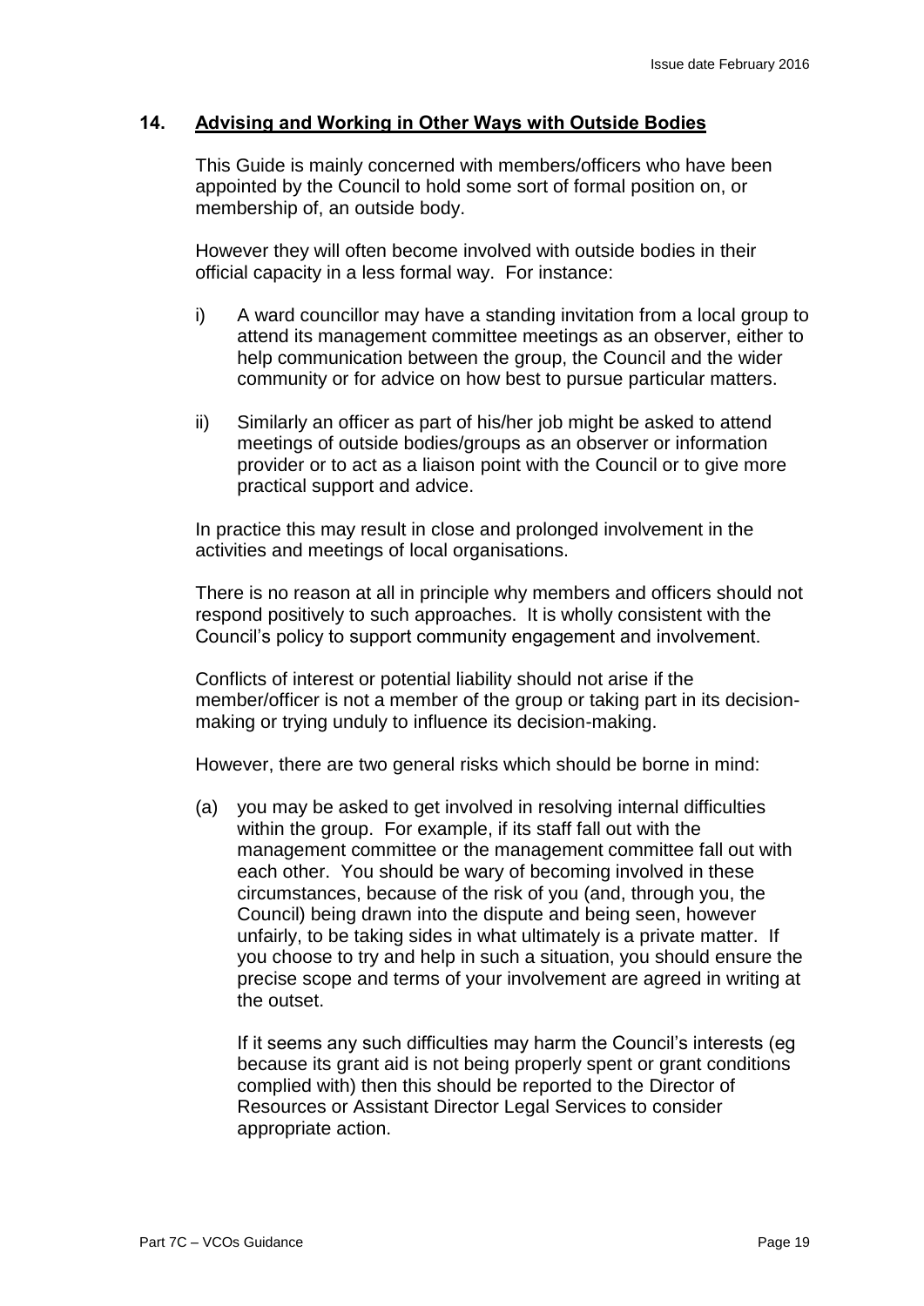## 14. Advising and Working in Other Ways with Outside Bodies

This Guide is mainly concerned with members/officers who have been appointed by the Council to hold some sort of formal position on, or membership of, an outside body.

However they will often become involved with outside bodies in their official capacity in a less formal way. For instance:

i) A ward councillor may have a standing invitation from a local group to attend its management committee meetings as an observer, either to help communication between the group, the Council and the wider community or for advice on how best to pursue particular matters.

ii) Similarly an officer as part of his/her job might be asked to attend meetings of outside bodies/groups as an observer or information provider or to act as a liaison point with the Council or to give more practical support and advice.

In practice this may result in close and prolonged involvement in the activities and meetings of local organisations.

There is no reason at all in principle why members and officers should not respond positively to such approaches. It is wholly consistent with the Council's policy to support community engagement and involvement.

Conflicts of interest or potential liability should not arise if the member/officer is not a member of the group or taking part in its decision-making or trying unduly to influence its decision-making.

However, there are two general risks which should be borne in mind:

(a) you may be asked to get involved in resolving internal difficulties within the group. For example, if its staff fall out with the management committee or the management committee fall out with each other. You should be wary of becoming involved in these circumstances, because of the risk of you (and, through you, the Council) being drawn into the dispute and being seen, however unfairly, to be taking sides in what ultimately is a private matter. If you choose to try and help in such a situation, you should ensure the precise scope and terms of your involvement are agreed in writing at the outset.

   If it seems any such difficulties may harm the Council's interests (eg because its grant aid is not being properly spent or grant conditions complied with) then this should be reported to the Director of Resources or Assistant Director Legal Services to consider appropriate action.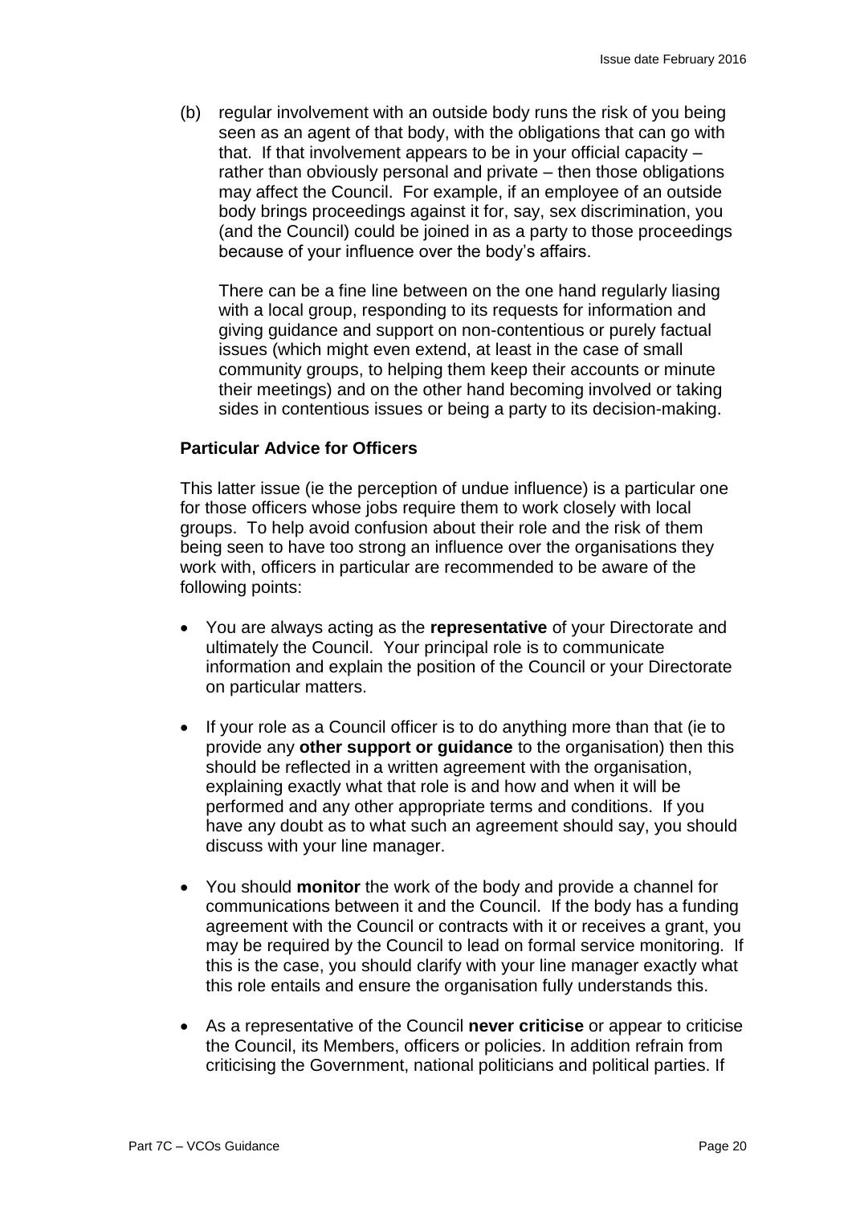(b) regular involvement with an outside body runs the risk of you being seen as an agent of that body, with the obligations that can go with that. If that involvement appears to be in your official capacity – rather than obviously personal and private – then those obligations may affect the Council. For example, if an employee of an outside body brings proceedings against it for, say, sex discrimination, you (and the Council) could be joined in as a party to those proceedings because of your influence over the body's affairs.

There can be a fine line between on the one hand regularly liasing with a local group, responding to its requests for information and giving guidance and support on non-contentious or purely factual issues (which might even extend, at least in the case of small community groups, to helping them keep their accounts or minute their meetings) and on the other hand becoming involved or taking sides in contentious issues or being a party to its decision-making.

**Particular Advice for Officers**

This latter issue (ie the perception of undue influence) is a particular one for those officers whose jobs require them to work closely with local groups. To help avoid confusion about their role and the risk of them being seen to have too strong an influence over the organisations they work with, officers in particular are recommended to be aware of the following points:

- You are always acting as the **representative** of your Directorate and ultimately the Council. Your principal role is to communicate information and explain the position of the Council or your Directorate on particular matters.

- If your role as a Council officer is to do anything more than that (ie to provide any **other support or guidance** to the organisation) then this should be reflected in a written agreement with the organisation, explaining exactly what that role is and how and when it will be performed and any other appropriate terms and conditions. If you have any doubt as to what such an agreement should say, you should discuss with your line manager.

- You should **monitor** the work of the body and provide a channel for communications between it and the Council. If the body has a funding agreement with the Council or contracts with it or receives a grant, you may be required by the Council to lead on formal service monitoring. If this is the case, you should clarify with your line manager exactly what this role entails and ensure the organisation fully understands this.

- As a representative of the Council **never criticise** or appear to criticise the Council, its Members, officers or policies. In addition refrain from criticising the Government, national politicians and political parties. If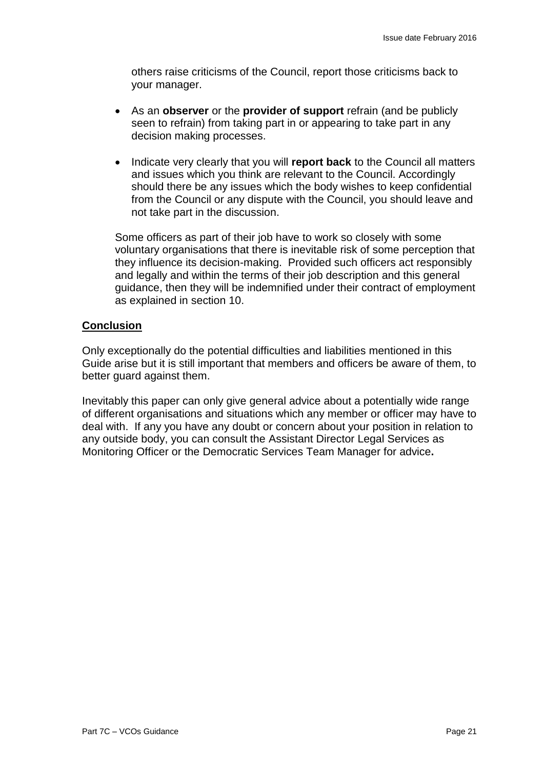others raise criticisms of the Council, report those criticisms back to your manager.

- As an **observer** or the **provider of support** refrain (and be publicly seen to refrain) from taking part in or appearing to take part in any decision making processes.

- Indicate very clearly that you will **report back** to the Council all matters and issues which you think are relevant to the Council. Accordingly should there be any issues which the body wishes to keep confidential from the Council or any dispute with the Council, you should leave and not take part in the discussion.

Some officers as part of their job have to work so closely with some voluntary organisations that there is inevitable risk of some perception that they influence its decision-making. Provided such officers act responsibly and legally and within the terms of their job description and this general guidance, then they will be indemnified under their contract of employment as explained in section 10.

## Conclusion

Only exceptionally do the potential difficulties and liabilities mentioned in this Guide arise but it is still important that members and officers be aware of them, to better guard against them.

Inevitably this paper can only give general advice about a potentially wide range of different organisations and situations which any member or officer may have to deal with. If any you have any doubt or concern about your position in relation to any outside body, you can consult the Assistant Director Legal Services as Monitoring Officer or the Democratic Services Team Manager for advice**.**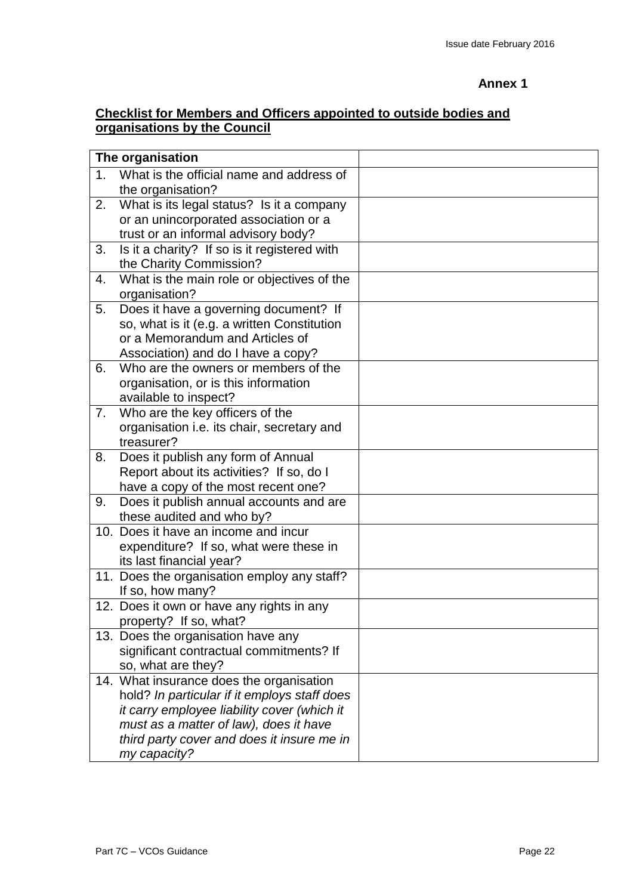**Annex 1**

**Checklist for Members and Officers appointed to outside bodies and organisations by the Council**

| The organisation | |
|---|---|
| 1. What is the official name and address of the organisation? | |
| 2. What is its legal status? Is it a company or an unincorporated association or a trust or an informal advisory body? | |
| 3. Is it a charity? If so is it registered with the Charity Commission? | |
| 4. What is the main role or objectives of the organisation? | |
| 5. Does it have a governing document? If so, what is it (e.g. a written Constitution or a Memorandum and Articles of Association) and do I have a copy? | |
| 6. Who are the owners or members of the organisation, or is this information available to inspect? | |
| 7. Who are the key officers of the organisation i.e. its chair, secretary and treasurer? | |
| 8. Does it publish any form of Annual Report about its activities? If so, do I have a copy of the most recent one? | |
| 9. Does it publish annual accounts and are these audited and who by? | |
| 10. Does it have an income and incur expenditure? If so, what were these in its last financial year? | |
| 11. Does the organisation employ any staff? If so, how many? | |
| 12. Does it own or have any rights in any property? If so, what? | |
| 13. Does the organisation have any significant contractual commitments? If so, what are they? | |
| 14. What insurance does the organisation hold? *In particular if it employs staff does it carry employee liability cover (which it must as a matter of law), does it have third party cover and does it insure me in my capacity?* | |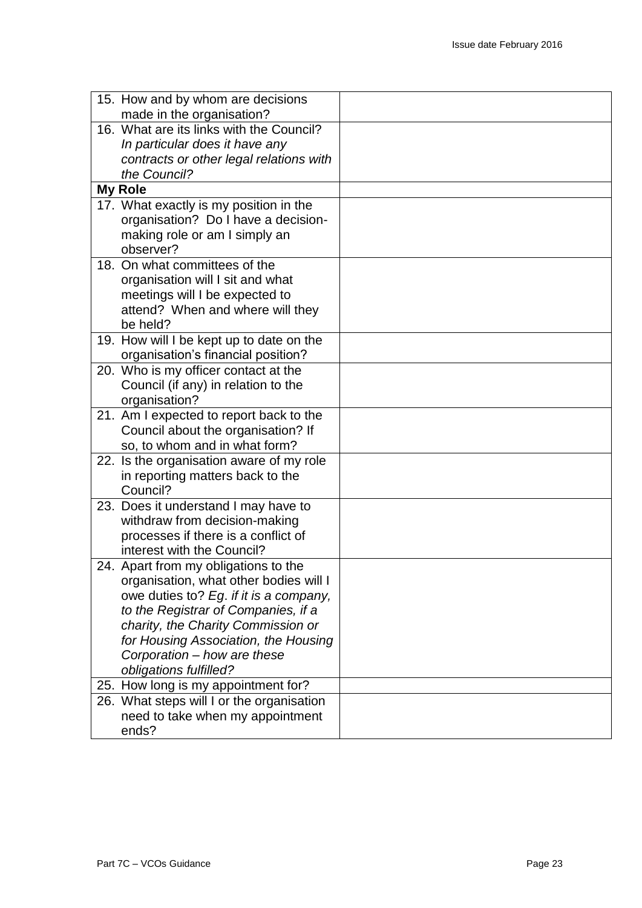| | |
|---|---|
| 15. How and by whom are decisions made in the organisation? | |
| 16. What are its links with the Council? *In particular does it have any contracts or other legal relations with the Council?* | |
| **My Role** | |
| 17. What exactly is my position in the organisation? Do I have a decision-making role or am I simply an observer? | |
| 18. On what committees of the organisation will I sit and what meetings will I be expected to attend? When and where will they be held? | |
| 19. How will I be kept up to date on the organisation's financial position? | |
| 20. Who is my officer contact at the Council (if any) in relation to the organisation? | |
| 21. Am I expected to report back to the Council about the organisation? If so, to whom and in what form? | |
| 22. Is the organisation aware of my role in reporting matters back to the Council? | |
| 23. Does it understand I may have to withdraw from decision-making processes if there is a conflict of interest with the Council? | |
| 24. Apart from my obligations to the organisation, what other bodies will I owe duties to? *Eg. if it is a company, to the Registrar of Companies, if a charity, the Charity Commission or for Housing Association, the Housing Corporation – how are these obligations fulfilled?* | |
| 25. How long is my appointment for? | |
| 26. What steps will I or the organisation need to take when my appointment ends? | |